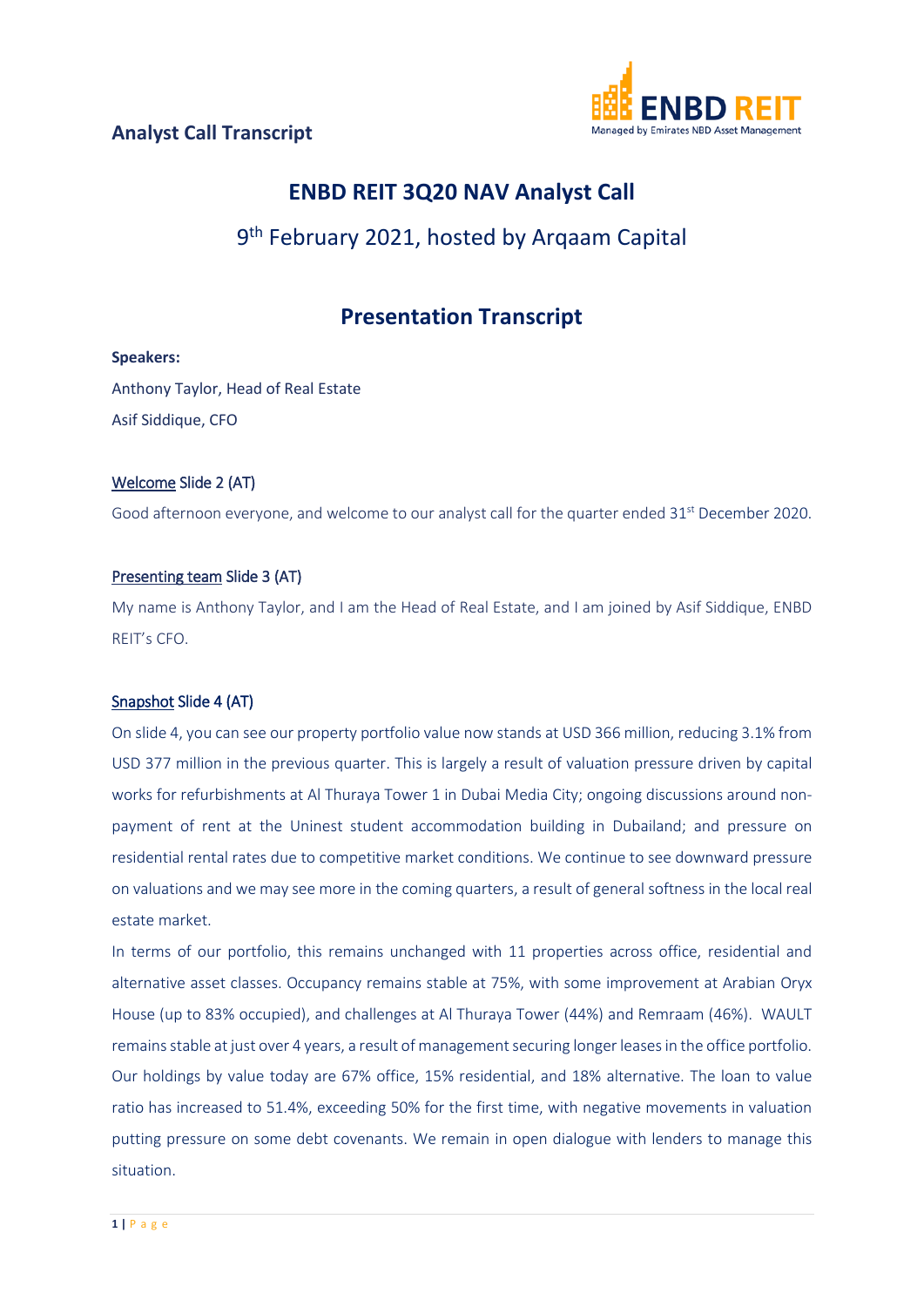**Analyst Call Transcript**

ENBD REIT
Managed by Emirates NBD Asset Management

# ENBD REIT 3Q20 NAV Analyst Call

## 9th February 2021, hosted by Arqaam Capital

## Presentation Transcript

**Speakers:**

Anthony Taylor, Head of Real Estate

Asif Siddique, CFO

### Welcome Slide 2 (AT)

Good afternoon everyone, and welcome to our analyst call for the quarter ended 31st December 2020.

### Presenting team Slide 3 (AT)

My name is Anthony Taylor, and I am the Head of Real Estate, and I am joined by Asif Siddique, ENBD REIT's CFO.

### Snapshot Slide 4 (AT)

On slide 4, you can see our property portfolio value now stands at USD 366 million, reducing 3.1% from USD 377 million in the previous quarter. This is largely a result of valuation pressure driven by capital works for refurbishments at Al Thuraya Tower 1 in Dubai Media City; ongoing discussions around non-payment of rent at the Uninest student accommodation building in Dubailand; and pressure on residential rental rates due to competitive market conditions. We continue to see downward pressure on valuations and we may see more in the coming quarters, a result of general softness in the local real estate market.

In terms of our portfolio, this remains unchanged with 11 properties across office, residential and alternative asset classes. Occupancy remains stable at 75%, with some improvement at Arabian Oryx House (up to 83% occupied), and challenges at Al Thuraya Tower (44%) and Remraam (46%). WAULT remains stable at just over 4 years, a result of management securing longer leases in the office portfolio. Our holdings by value today are 67% office, 15% residential, and 18% alternative. The loan to value ratio has increased to 51.4%, exceeding 50% for the first time, with negative movements in valuation putting pressure on some debt covenants. We remain in open dialogue with lenders to manage this situation.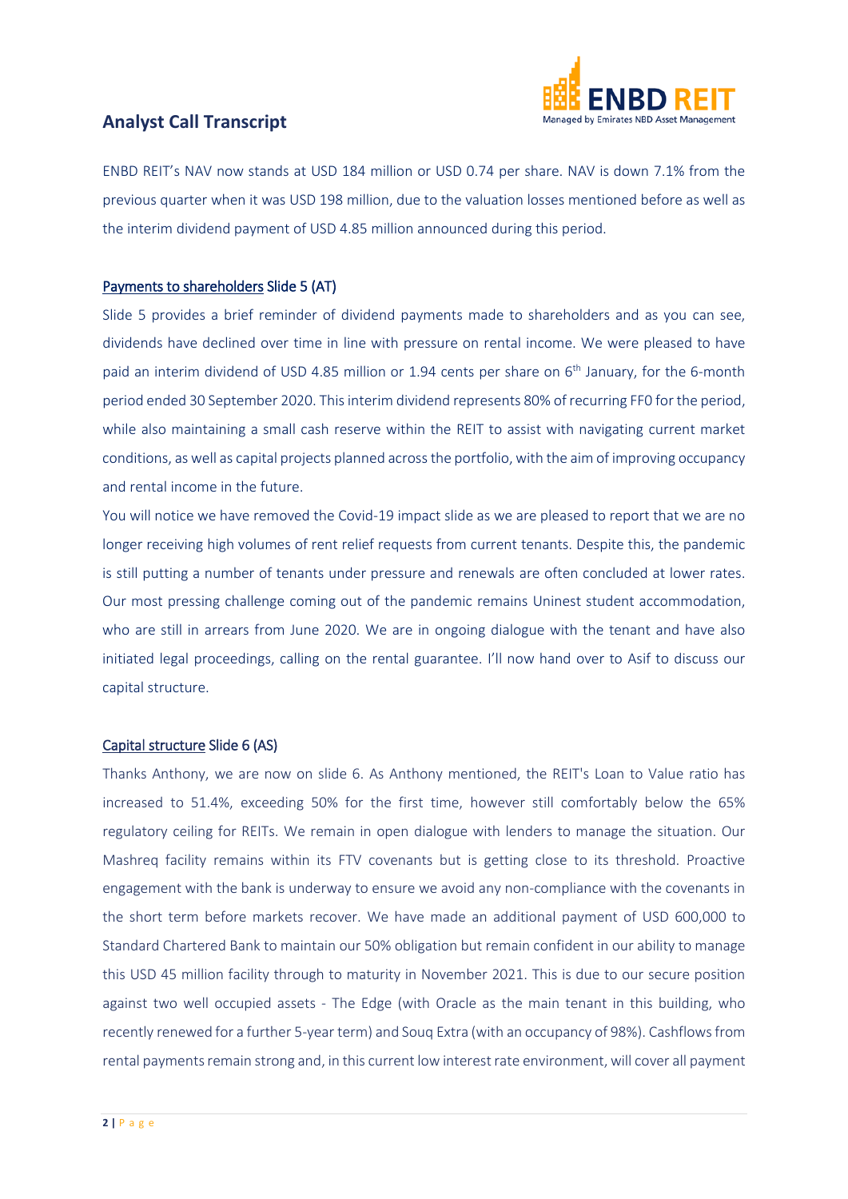ENBD REIT's NAV now stands at USD 184 million or USD 0.74 per share. NAV is down 7.1% from the previous quarter when it was USD 198 million, due to the valuation losses mentioned before as well as the interim dividend payment of USD 4.85 million announced during this period.

**Payments to shareholders Slide 5 (AT)**

Slide 5 provides a brief reminder of dividend payments made to shareholders and as you can see, dividends have declined over time in line with pressure on rental income. We were pleased to have paid an interim dividend of USD 4.85 million or 1.94 cents per share on 6th January, for the 6-month period ended 30 September 2020. This interim dividend represents 80% of recurring FF0 for the period, while also maintaining a small cash reserve within the REIT to assist with navigating current market conditions, as well as capital projects planned across the portfolio, with the aim of improving occupancy and rental income in the future.

You will notice we have removed the Covid-19 impact slide as we are pleased to report that we are no longer receiving high volumes of rent relief requests from current tenants. Despite this, the pandemic is still putting a number of tenants under pressure and renewals are often concluded at lower rates. Our most pressing challenge coming out of the pandemic remains Uninest student accommodation, who are still in arrears from June 2020. We are in ongoing dialogue with the tenant and have also initiated legal proceedings, calling on the rental guarantee. I'll now hand over to Asif to discuss our capital structure.

**Capital structure Slide 6 (AS)**

Thanks Anthony, we are now on slide 6. As Anthony mentioned, the REIT's Loan to Value ratio has increased to 51.4%, exceeding 50% for the first time, however still comfortably below the 65% regulatory ceiling for REITs. We remain in open dialogue with lenders to manage the situation. Our Mashreq facility remains within its FTV covenants but is getting close to its threshold. Proactive engagement with the bank is underway to ensure we avoid any non-compliance with the covenants in the short term before markets recover. We have made an additional payment of USD 600,000 to Standard Chartered Bank to maintain our 50% obligation but remain confident in our ability to manage this USD 45 million facility through to maturity in November 2021. This is due to our secure position against two well occupied assets - The Edge (with Oracle as the main tenant in this building, who recently renewed for a further 5-year term) and Souq Extra (with an occupancy of 98%). Cashflows from rental payments remain strong and, in this current low interest rate environment, will cover all payment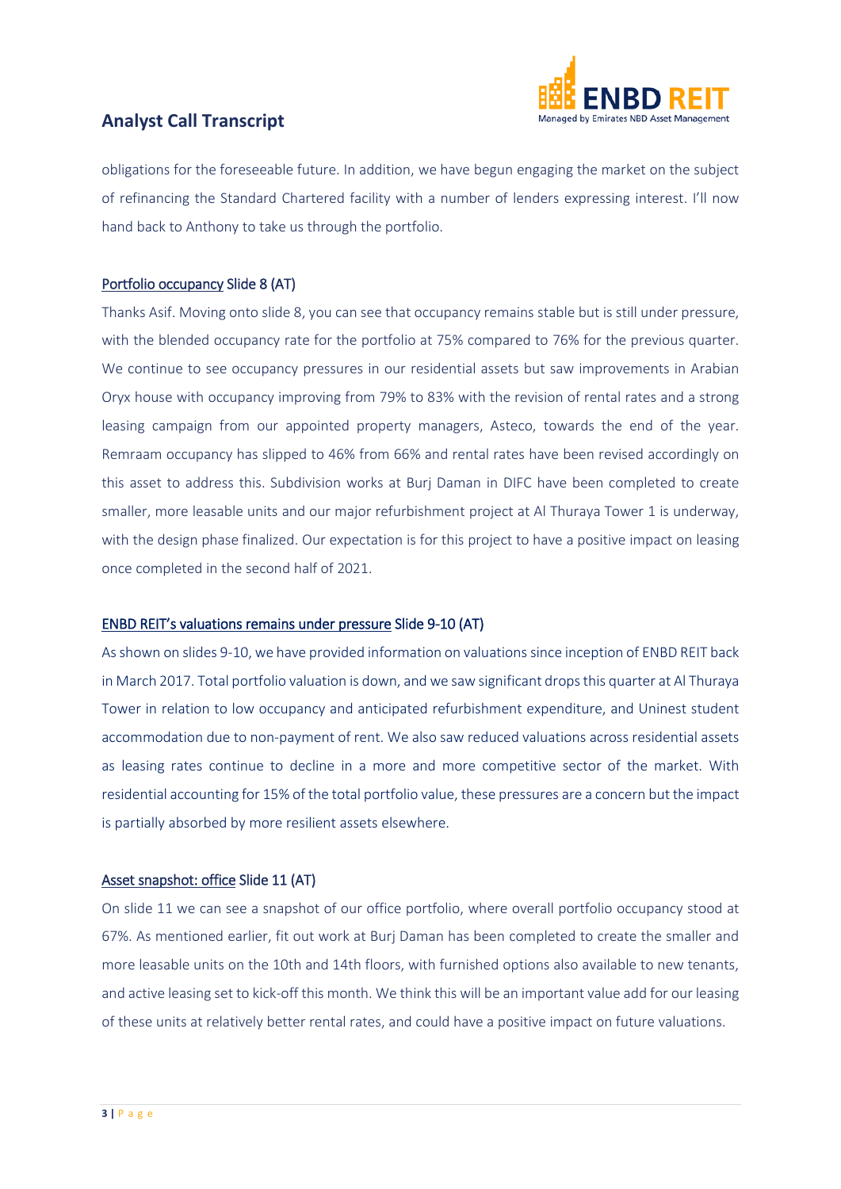obligations for the foreseeable future. In addition, we have begun engaging the market on the subject of refinancing the Standard Chartered facility with a number of lenders expressing interest. I'll now hand back to Anthony to take us through the portfolio.

<u>Portfolio occupancy</u> Slide 8 (AT)

Thanks Asif. Moving onto slide 8, you can see that occupancy remains stable but is still under pressure, with the blended occupancy rate for the portfolio at 75% compared to 76% for the previous quarter. We continue to see occupancy pressures in our residential assets but saw improvements in Arabian Oryx house with occupancy improving from 79% to 83% with the revision of rental rates and a strong leasing campaign from our appointed property managers, Asteco, towards the end of the year. Remraam occupancy has slipped to 46% from 66% and rental rates have been revised accordingly on this asset to address this. Subdivision works at Burj Daman in DIFC have been completed to create smaller, more leasable units and our major refurbishment project at Al Thuraya Tower 1 is underway, with the design phase finalized. Our expectation is for this project to have a positive impact on leasing once completed in the second half of 2021.

<u>ENBD REIT's valuations remains under pressure</u> Slide 9-10 (AT)

As shown on slides 9-10, we have provided information on valuations since inception of ENBD REIT back in March 2017. Total portfolio valuation is down, and we saw significant drops this quarter at Al Thuraya Tower in relation to low occupancy and anticipated refurbishment expenditure, and Uninest student accommodation due to non-payment of rent. We also saw reduced valuations across residential assets as leasing rates continue to decline in a more and more competitive sector of the market. With residential accounting for 15% of the total portfolio value, these pressures are a concern but the impact is partially absorbed by more resilient assets elsewhere.

<u>Asset snapshot: office</u> Slide 11 (AT)

On slide 11 we can see a snapshot of our office portfolio, where overall portfolio occupancy stood at 67%. As mentioned earlier, fit out work at Burj Daman has been completed to create the smaller and more leasable units on the 10th and 14th floors, with furnished options also available to new tenants, and active leasing set to kick-off this month. We think this will be an important value add for our leasing of these units at relatively better rental rates, and could have a positive impact on future valuations.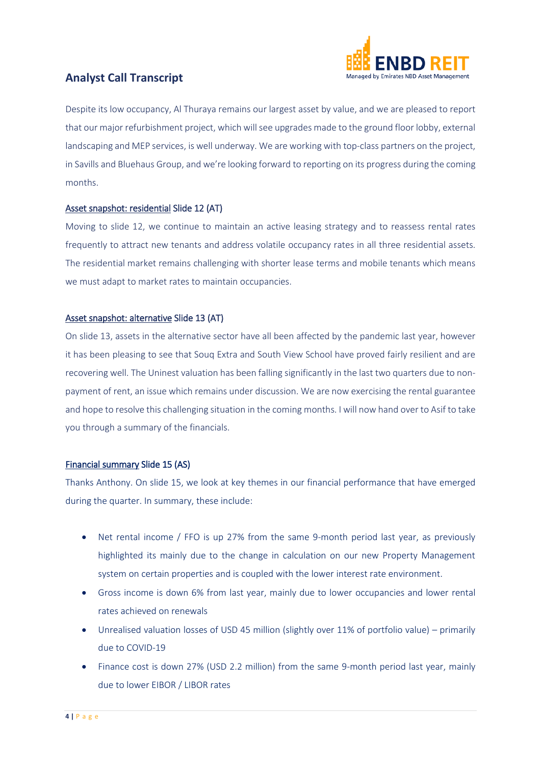Despite its low occupancy, Al Thuraya remains our largest asset by value, and we are pleased to report that our major refurbishment project, which will see upgrades made to the ground floor lobby, external landscaping and MEP services, is well underway. We are working with top-class partners on the project, in Savills and Bluehaus Group, and we're looking forward to reporting on its progress during the coming months.

<u>Asset snapshot: residential</u> Slide 12 (AT)

Moving to slide 12, we continue to maintain an active leasing strategy and to reassess rental rates frequently to attract new tenants and address volatile occupancy rates in all three residential assets. The residential market remains challenging with shorter lease terms and mobile tenants which means we must adapt to market rates to maintain occupancies.

<u>Asset snapshot: alternative</u> Slide 13 (AT)

On slide 13, assets in the alternative sector have all been affected by the pandemic last year, however it has been pleasing to see that Souq Extra and South View School have proved fairly resilient and are recovering well. The Uninest valuation has been falling significantly in the last two quarters due to non-payment of rent, an issue which remains under discussion. We are now exercising the rental guarantee and hope to resolve this challenging situation in the coming months. I will now hand over to Asif to take you through a summary of the financials.

<u>Financial summary</u> Slide 15 (AS)

Thanks Anthony. On slide 15, we look at key themes in our financial performance that have emerged during the quarter. In summary, these include:

- Net rental income / FFO is up 27% from the same 9-month period last year, as previously highlighted its mainly due to the change in calculation on our new Property Management system on certain properties and is coupled with the lower interest rate environment.
- Gross income is down 6% from last year, mainly due to lower occupancies and lower rental rates achieved on renewals
- Unrealised valuation losses of USD 45 million (slightly over 11% of portfolio value) – primarily due to COVID-19
- Finance cost is down 27% (USD 2.2 million) from the same 9-month period last year, mainly due to lower EIBOR / LIBOR rates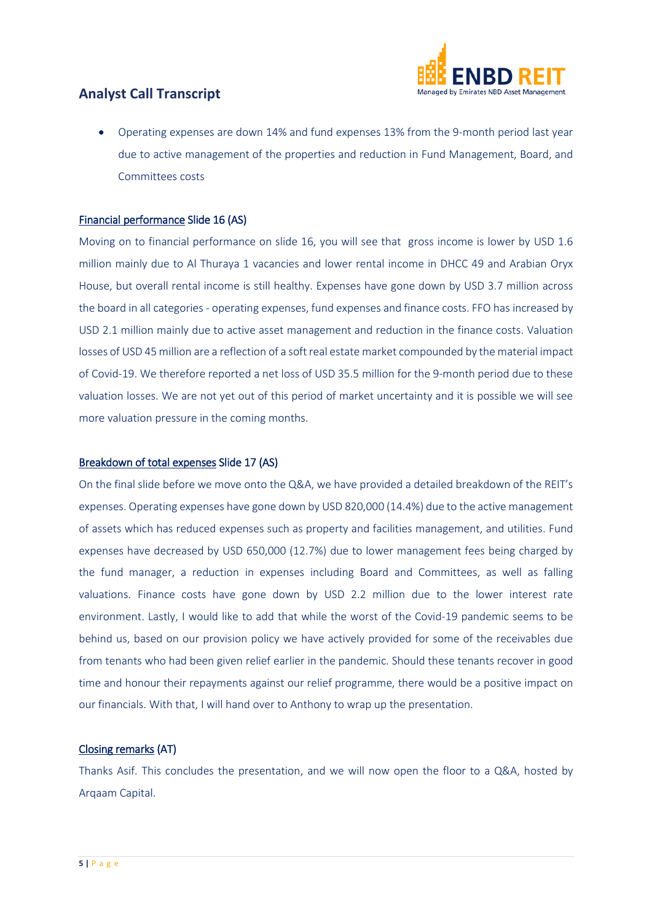- Operating expenses are down 14% and fund expenses 13% from the 9-month period last year due to active management of the properties and reduction in Fund Management, Board, and Committees costs

**Financial performance Slide 16 (AS)**

Moving on to financial performance on slide 16, you will see that gross income is lower by USD 1.6 million mainly due to Al Thuraya 1 vacancies and lower rental income in DHCC 49 and Arabian Oryx House, but overall rental income is still healthy. Expenses have gone down by USD 3.7 million across the board in all categories - operating expenses, fund expenses and finance costs. FFO has increased by USD 2.1 million mainly due to active asset management and reduction in the finance costs. Valuation losses of USD 45 million are a reflection of a soft real estate market compounded by the material impact of Covid-19. We therefore reported a net loss of USD 35.5 million for the 9-month period due to these valuation losses. We are not yet out of this period of market uncertainty and it is possible we will see more valuation pressure in the coming months.

**Breakdown of total expenses Slide 17 (AS)**

On the final slide before we move onto the Q&A, we have provided a detailed breakdown of the REIT's expenses. Operating expenses have gone down by USD 820,000 (14.4%) due to the active management of assets which has reduced expenses such as property and facilities management, and utilities. Fund expenses have decreased by USD 650,000 (12.7%) due to lower management fees being charged by the fund manager, a reduction in expenses including Board and Committees, as well as falling valuations. Finance costs have gone down by USD 2.2 million due to the lower interest rate environment. Lastly, I would like to add that while the worst of the Covid-19 pandemic seems to be behind us, based on our provision policy we have actively provided for some of the receivables due from tenants who had been given relief earlier in the pandemic. Should these tenants recover in good time and honour their repayments against our relief programme, there would be a positive impact on our financials. With that, I will hand over to Anthony to wrap up the presentation.

**Closing remarks (AT)**

Thanks Asif. This concludes the presentation, and we will now open the floor to a Q&A, hosted by Arqaam Capital.